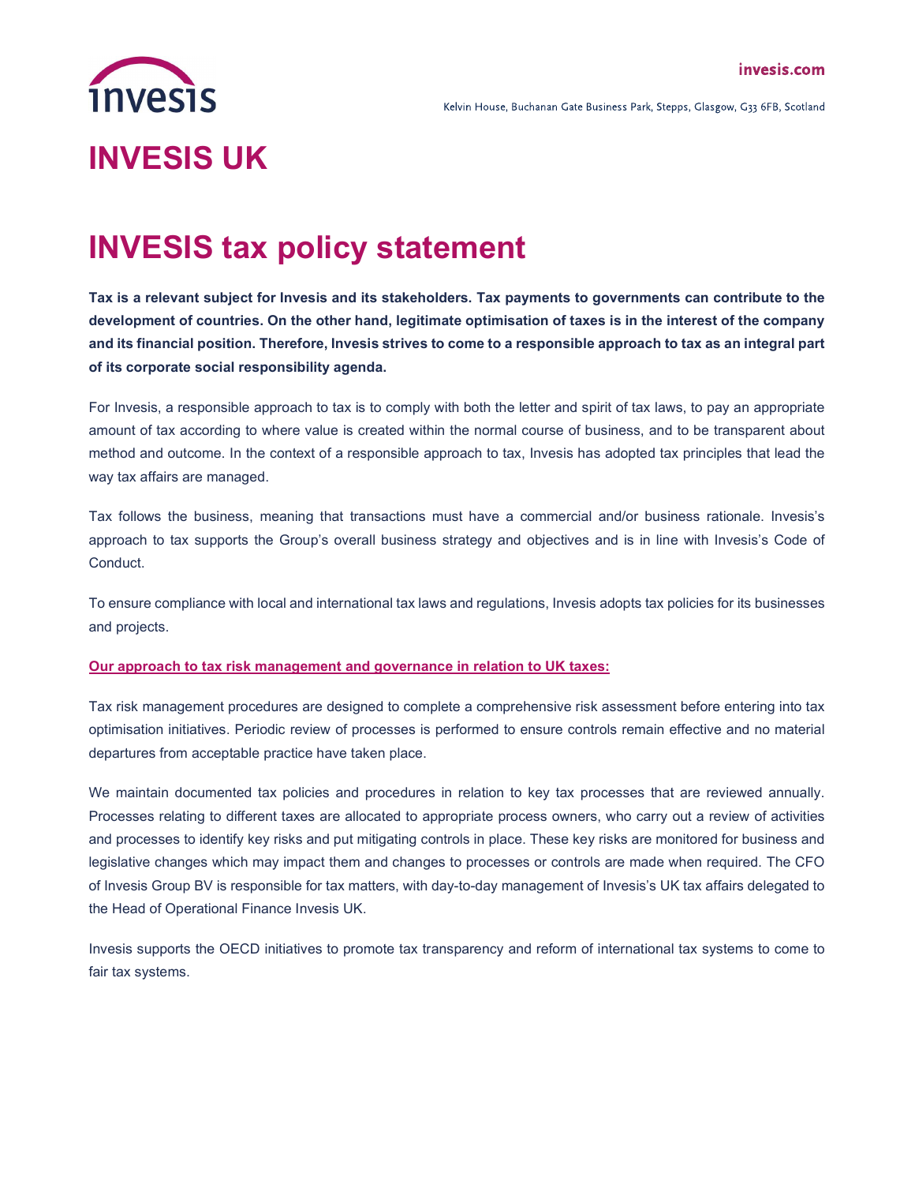invesis.com

Kelvin House, Buchanan Gate Business Park, Stepps, Glasgow, G33 6FB, Scotland

# INVESIS UK

# INVESIS tax policy statement

**Tax is a relevant subject for Invesis and its stakeholders. Tax payments to governments can contribute to the development of countries. On the other hand, legitimate optimisation of taxes is in the interest of the company and its financial position. Therefore, Invesis strives to come to a responsible approach to tax as an integral part of its corporate social responsibility agenda.**

For Invesis, a responsible approach to tax is to comply with both the letter and spirit of tax laws, to pay an appropriate amount of tax according to where value is created within the normal course of business, and to be transparent about method and outcome. In the context of a responsible approach to tax, Invesis has adopted tax principles that lead the way tax affairs are managed.

Tax follows the business, meaning that transactions must have a commercial and/or business rationale. Invesis's approach to tax supports the Group's overall business strategy and objectives and is in line with Invesis's Code of Conduct.

To ensure compliance with local and international tax laws and regulations, Invesis adopts tax policies for its businesses and projects.

**Our approach to tax risk management and governance in relation to UK taxes:**

Tax risk management procedures are designed to complete a comprehensive risk assessment before entering into tax optimisation initiatives. Periodic review of processes is performed to ensure controls remain effective and no material departures from acceptable practice have taken place.

We maintain documented tax policies and procedures in relation to key tax processes that are reviewed annually. Processes relating to different taxes are allocated to appropriate process owners, who carry out a review of activities and processes to identify key risks and put mitigating controls in place. These key risks are monitored for business and legislative changes which may impact them and changes to processes or controls are made when required. The CFO of Invesis Group BV is responsible for tax matters, with day-to-day management of Invesis's UK tax affairs delegated to the Head of Operational Finance Invesis UK.

Invesis supports the OECD initiatives to promote tax transparency and reform of international tax systems to come to fair tax systems.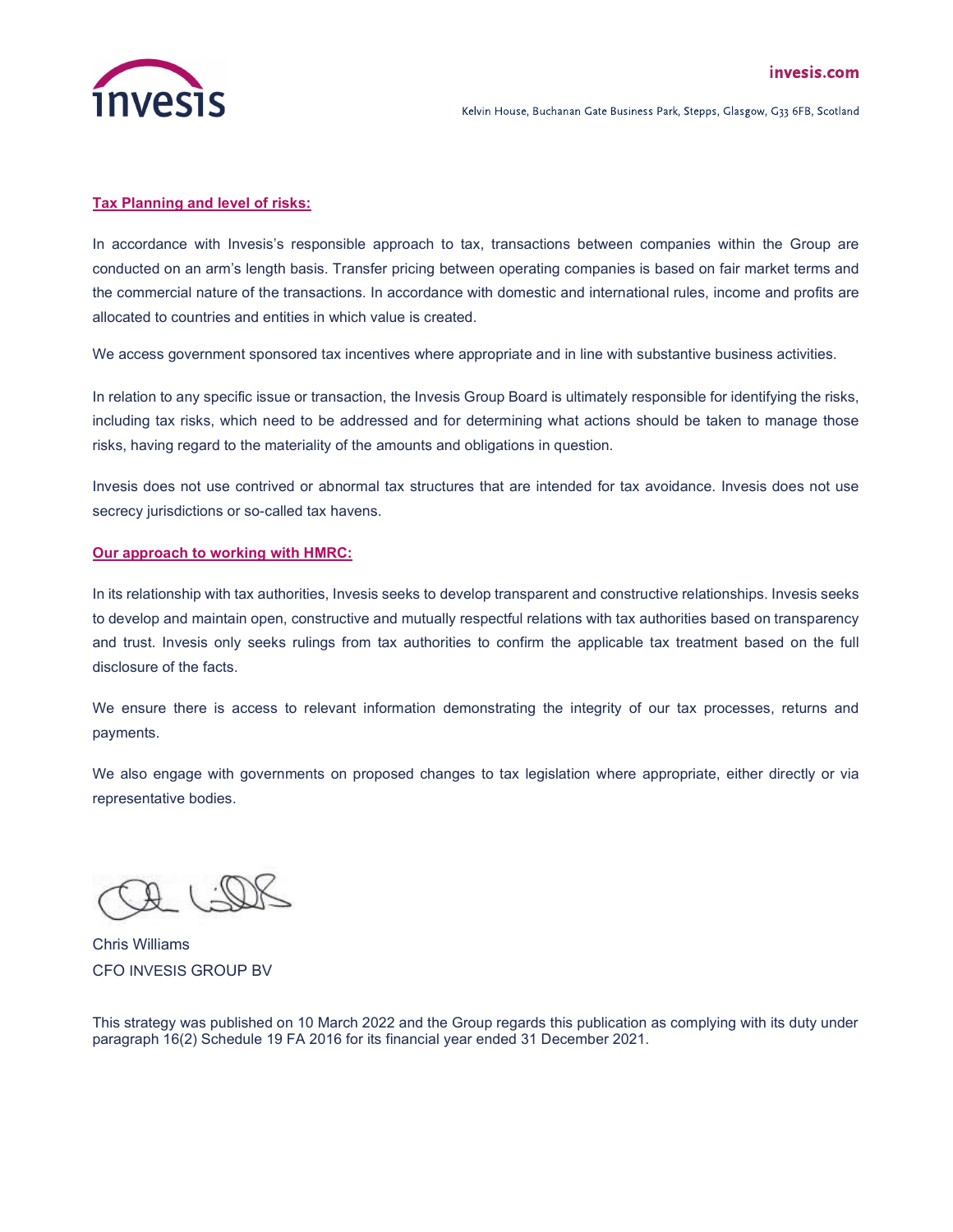**Tax Planning and level of risks:**

In accordance with Invesis's responsible approach to tax, transactions between companies within the Group are conducted on an arm's length basis. Transfer pricing between operating companies is based on fair market terms and the commercial nature of the transactions. In accordance with domestic and international rules, income and profits are allocated to countries and entities in which value is created.

We access government sponsored tax incentives where appropriate and in line with substantive business activities.

In relation to any specific issue or transaction, the Invesis Group Board is ultimately responsible for identifying the risks, including tax risks, which need to be addressed and for determining what actions should be taken to manage those risks, having regard to the materiality of the amounts and obligations in question.

Invesis does not use contrived or abnormal tax structures that are intended for tax avoidance. Invesis does not use secrecy jurisdictions or so-called tax havens.

**Our approach to working with HMRC:**

In its relationship with tax authorities, Invesis seeks to develop transparent and constructive relationships. Invesis seeks to develop and maintain open, constructive and mutually respectful relations with tax authorities based on transparency and trust. Invesis only seeks rulings from tax authorities to confirm the applicable tax treatment based on the full disclosure of the facts.

We ensure there is access to relevant information demonstrating the integrity of our tax processes, returns and payments.

We also engage with governments on proposed changes to tax legislation where appropriate, either directly or via representative bodies.

Chris Williams
CFO INVESIS GROUP BV

This strategy was published on 10 March 2022 and the Group regards this publication as complying with its duty under paragraph 16(2) Schedule 19 FA 2016 for its financial year ended 31 December 2021.